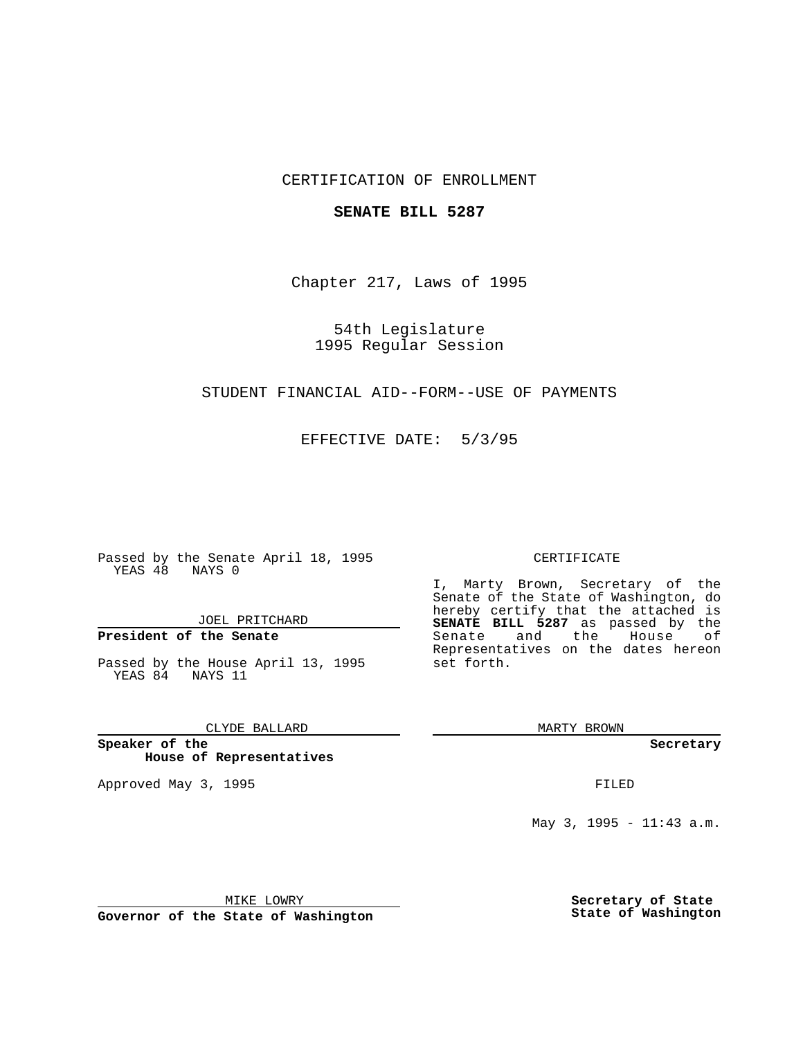CERTIFICATION OF ENROLLMENT

**SENATE BILL 5287**

Chapter 217, Laws of 1995

54th Legislature
1995 Regular Session

STUDENT FINANCIAL AID--FORM--USE OF PAYMENTS

EFFECTIVE DATE: 5/3/95

Passed by the Senate April 18, 1995
YEAS 48 NAYS 0

JOEL PRITCHARD

**President of the Senate**

Passed by the House April 13, 1995
YEAS 84 NAYS 11

CLYDE BALLARD

**Speaker of the House of Representatives**

Approved May 3, 1995

MIKE LOWRY

**Governor of the State of Washington**

CERTIFICATE

I, Marty Brown, Secretary of the Senate of the State of Washington, do hereby certify that the attached is **SENATE BILL 5287** as passed by the Senate and the House of Representatives on the dates hereon set forth.

MARTY BROWN

**Secretary**

FILED

May 3, 1995 - 11:43 a.m.

**Secretary of State**
**State of Washington**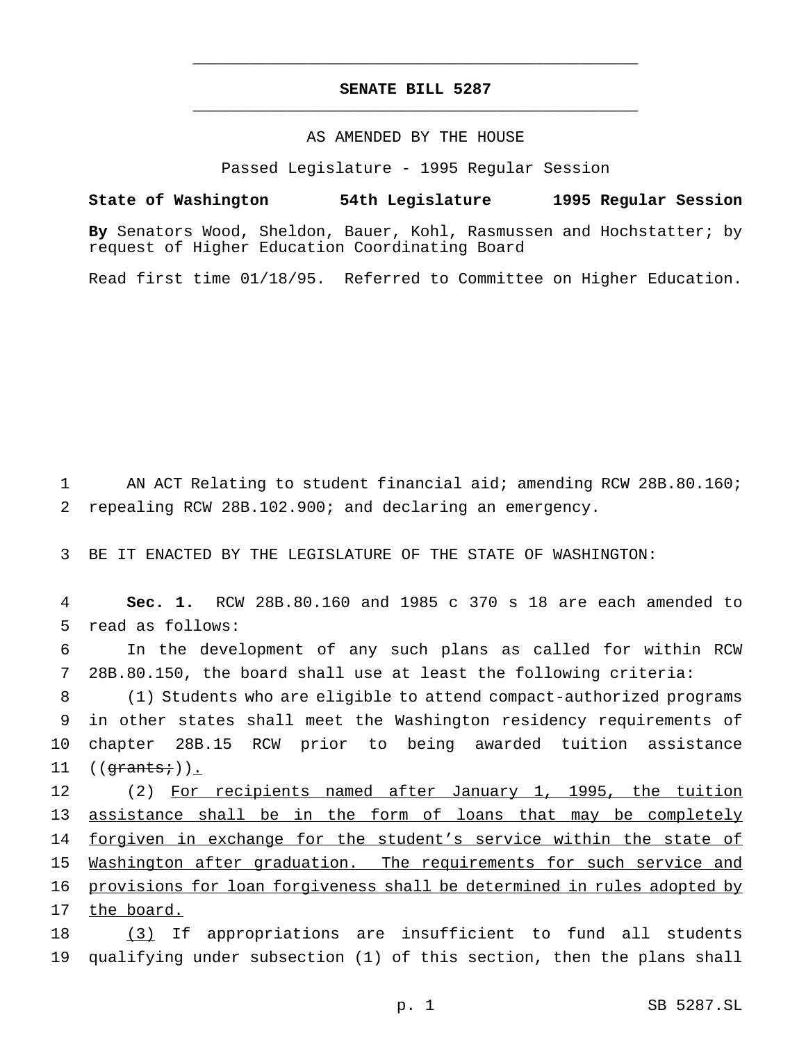# SENATE BILL 5287

AS AMENDED BY THE HOUSE

Passed Legislature - 1995 Regular Session

**State of Washington 54th Legislature 1995 Regular Session**

**By** Senators Wood, Sheldon, Bauer, Kohl, Rasmussen and Hochstatter; by request of Higher Education Coordinating Board

Read first time 01/18/95. Referred to Committee on Higher Education.

AN ACT Relating to student financial aid; amending RCW 28B.80.160; repealing RCW 28B.102.900; and declaring an emergency.

BE IT ENACTED BY THE LEGISLATURE OF THE STATE OF WASHINGTON:

**Sec. 1.** RCW 28B.80.160 and 1985 c 370 s 18 are each amended to read as follows:

In the development of any such plans as called for within RCW 28B.80.150, the board shall use at least the following criteria:

(1) Students who are eligible to attend compact-authorized programs in other states shall meet the Washington residency requirements of chapter 28B.15 RCW prior to being awarded tuition assistance ((~~grants;~~))<u>.</u>

(2) <u>For recipients named after January 1, 1995, the tuition assistance shall be in the form of loans that may be completely forgiven in exchange for the student's service within the state of Washington after graduation. The requirements for such service and provisions for loan forgiveness shall be determined in rules adopted by the board.</u>

<u>(3)</u> If appropriations are insufficient to fund all students qualifying under subsection (1) of this section, then the plans shall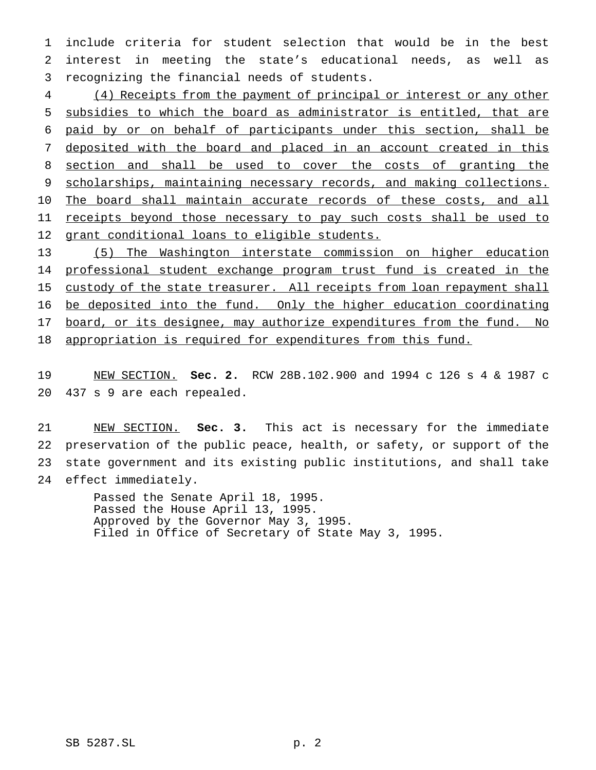include criteria for student selection that would be in the best interest in meeting the state's educational needs, as well as recognizing the financial needs of students.

(4) Receipts from the payment of principal or interest or any other subsidies to which the board as administrator is entitled, that are paid by or on behalf of participants under this section, shall be deposited with the board and placed in an account created in this section and shall be used to cover the costs of granting the scholarships, maintaining necessary records, and making collections. The board shall maintain accurate records of these costs, and all receipts beyond those necessary to pay such costs shall be used to grant conditional loans to eligible students.

(5) The Washington interstate commission on higher education professional student exchange program trust fund is created in the custody of the state treasurer. All receipts from loan repayment shall be deposited into the fund. Only the higher education coordinating board, or its designee, may authorize expenditures from the fund. No appropriation is required for expenditures from this fund.

NEW SECTION. **Sec. 2.** RCW 28B.102.900 and 1994 c 126 s 4 & 1987 c 437 s 9 are each repealed.

NEW SECTION. **Sec. 3.** This act is necessary for the immediate preservation of the public peace, health, or safety, or support of the state government and its existing public institutions, and shall take effect immediately.

Passed the Senate April 18, 1995.
Passed the House April 13, 1995.
Approved by the Governor May 3, 1995.
Filed in Office of Secretary of State May 3, 1995.